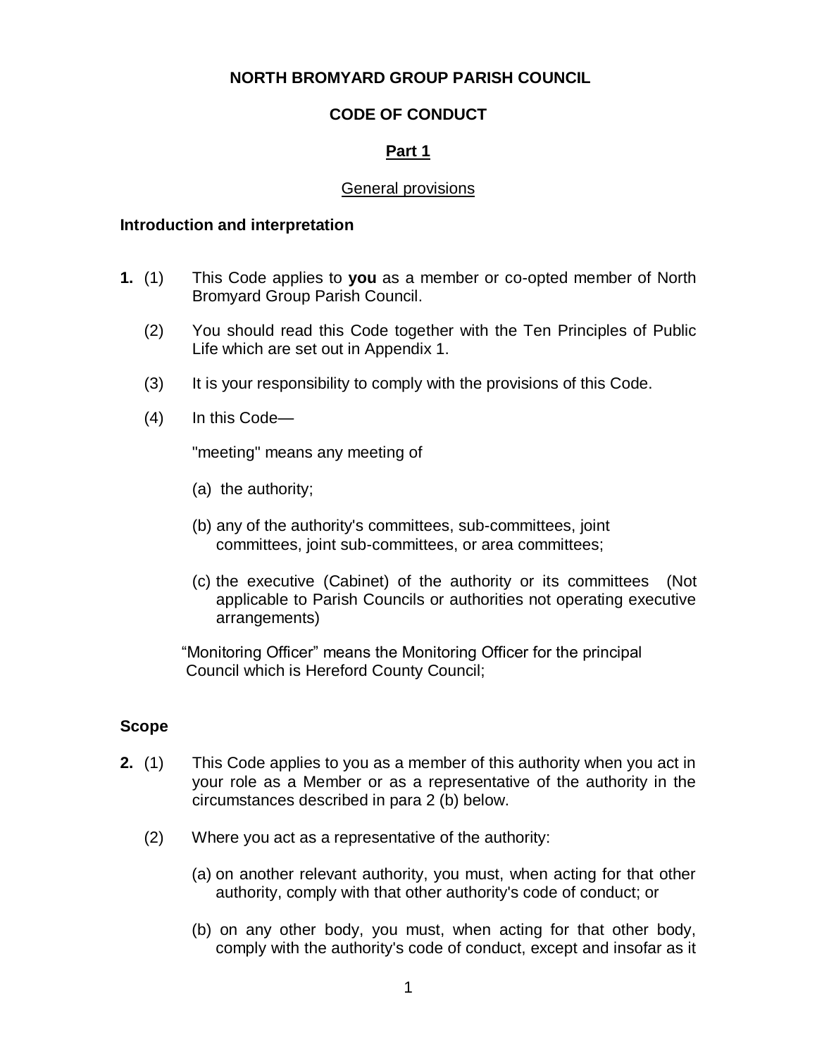# NORTH BROMYARD GROUP PARISH COUNCIL

## CODE OF CONDUCT

### Part 1

General provisions

**Introduction and interpretation**

**1.** (1) This Code applies to **you** as a member or co-opted member of North Bromyard Group Parish Council.

(2) You should read this Code together with the Ten Principles of Public Life which are set out in Appendix 1.

(3) It is your responsibility to comply with the provisions of this Code.

(4) In this Code—

"meeting" means any meeting of

(a) the authority;

(b) any of the authority's committees, sub-committees, joint committees, joint sub-committees, or area committees;

(c) the executive (Cabinet) of the authority or its committees (Not applicable to Parish Councils or authorities not operating executive arrangements)

"Monitoring Officer" means the Monitoring Officer for the principal Council which is Hereford County Council;

**Scope**

**2.** (1) This Code applies to you as a member of this authority when you act in your role as a Member or as a representative of the authority in the circumstances described in para 2 (b) below.

(2) Where you act as a representative of the authority:

(a) on another relevant authority, you must, when acting for that other authority, comply with that other authority's code of conduct; or

(b) on any other body, you must, when acting for that other body, comply with the authority's code of conduct, except and insofar as it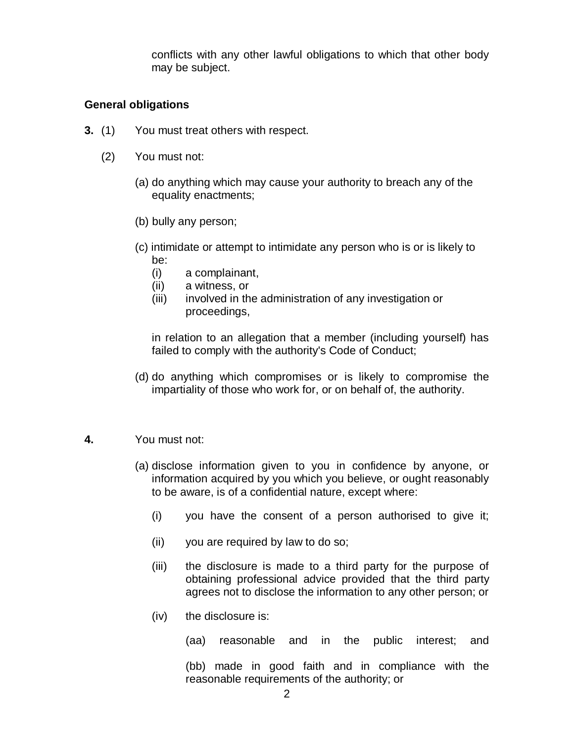conflicts with any other lawful obligations to which that other body may be subject.

**General obligations**

**3.** (1) You must treat others with respect.

(2) You must not:

(a) do anything which may cause your authority to breach any of the equality enactments;

(b) bully any person;

(c) intimidate or attempt to intimidate any person who is or is likely to be:
  (i) a complainant,
  (ii) a witness, or
  (iii) involved in the administration of any investigation or proceedings,

in relation to an allegation that a member (including yourself) has failed to comply with the authority's Code of Conduct;

(d) do anything which compromises or is likely to compromise the impartiality of those who work for, or on behalf of, the authority.

**4.** You must not:

(a) disclose information given to you in confidence by anyone, or information acquired by you which you believe, or ought reasonably to be aware, is of a confidential nature, except where:

  (i) you have the consent of a person authorised to give it;

  (ii) you are required by law to do so;

  (iii) the disclosure is made to a third party for the purpose of obtaining professional advice provided that the third party agrees not to disclose the information to any other person; or

  (iv) the disclosure is:

    (aa) reasonable and in the public interest; and

    (bb) made in good faith and in compliance with the reasonable requirements of the authority; or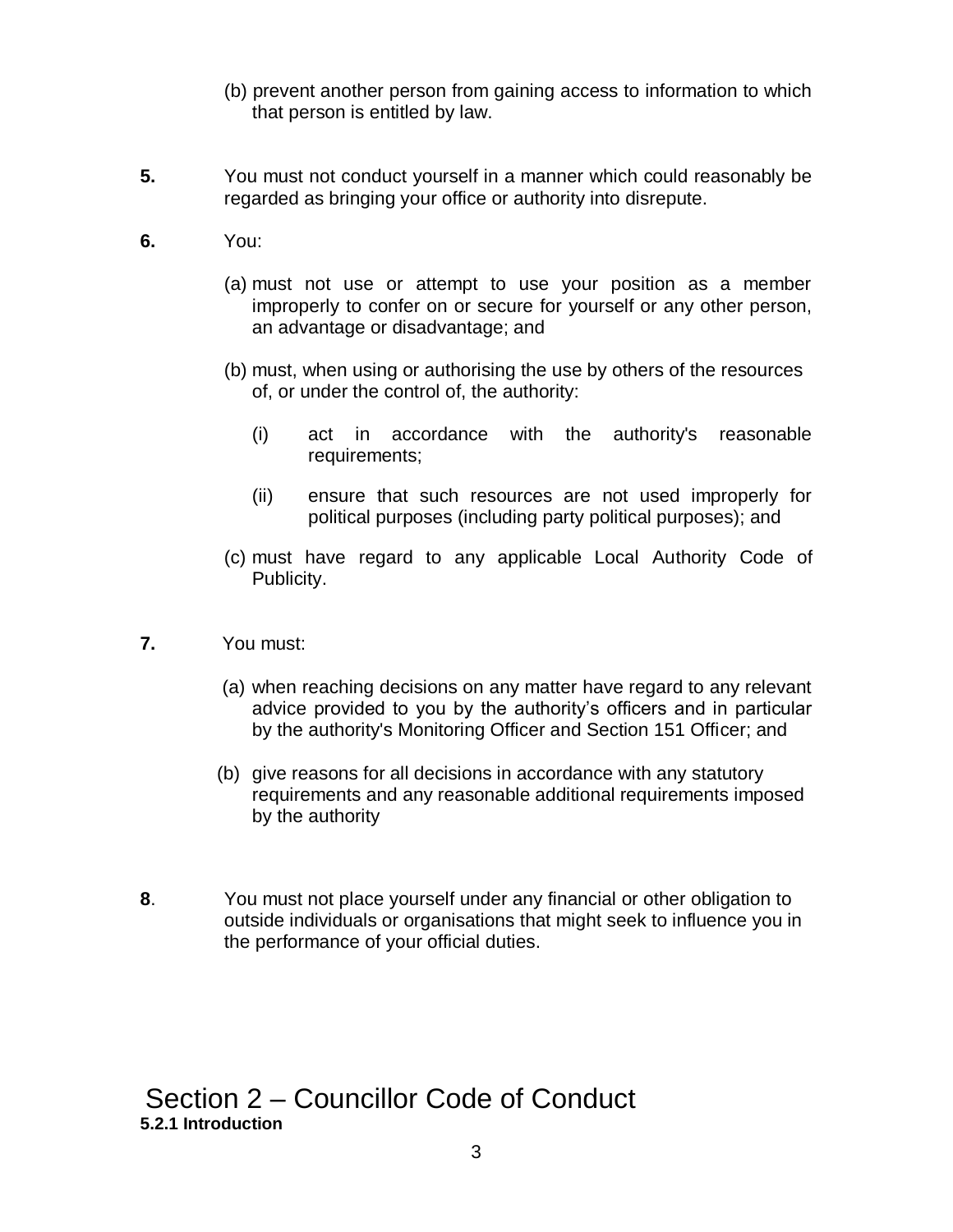(b) prevent another person from gaining access to information to which that person is entitled by law.

**5.** You must not conduct yourself in a manner which could reasonably be regarded as bringing your office or authority into disrepute.

**6.** You:

(a) must not use or attempt to use your position as a member improperly to confer on or secure for yourself or any other person, an advantage or disadvantage; and

(b) must, when using or authorising the use by others of the resources of, or under the control of, the authority:

(i) act in accordance with the authority's reasonable requirements;

(ii) ensure that such resources are not used improperly for political purposes (including party political purposes); and

(c) must have regard to any applicable Local Authority Code of Publicity.

**7.** You must:

(a) when reaching decisions on any matter have regard to any relevant advice provided to you by the authority's officers and in particular by the authority's Monitoring Officer and Section 151 Officer; and

(b) give reasons for all decisions in accordance with any statutory requirements and any reasonable additional requirements imposed by the authority

**8**. You must not place yourself under any financial or other obligation to outside individuals or organisations that might seek to influence you in the performance of your official duties.

# Section 2 – Councillor Code of Conduct

**5.2.1 Introduction**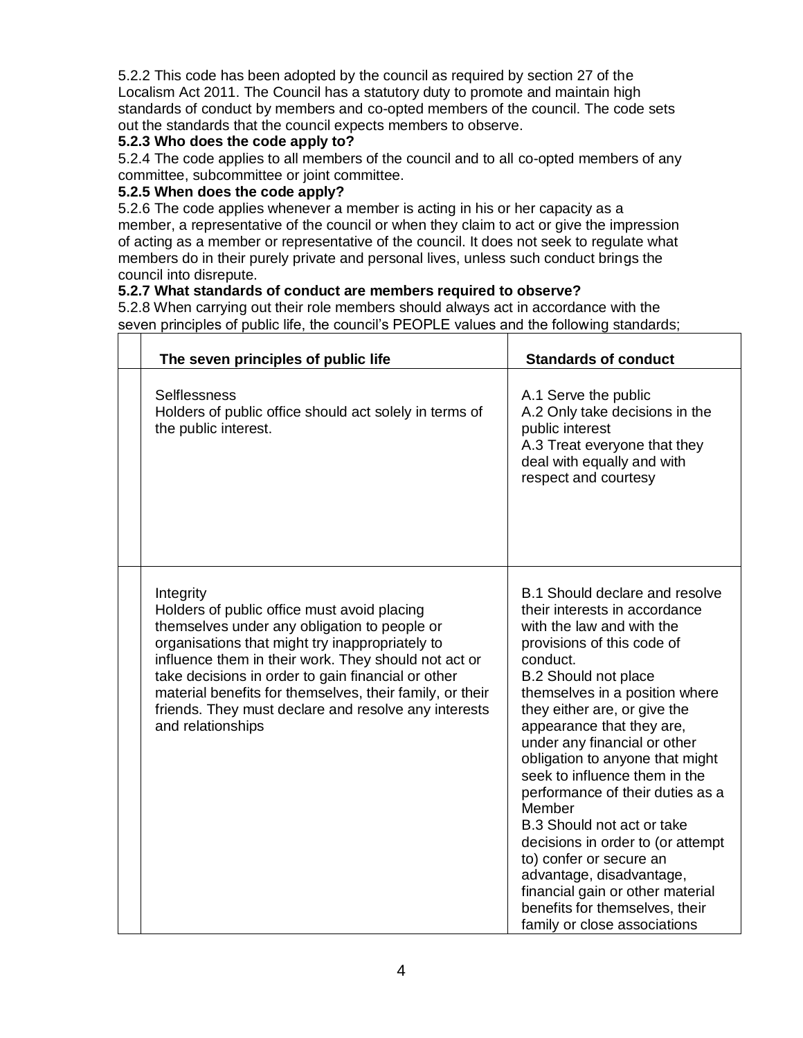5.2.2 This code has been adopted by the council as required by section 27 of the Localism Act 2011. The Council has a statutory duty to promote and maintain high standards of conduct by members and co-opted members of the council. The code sets out the standards that the council expects members to observe.

**5.2.3 Who does the code apply to?**

5.2.4 The code applies to all members of the council and to all co-opted members of any committee, subcommittee or joint committee.

**5.2.5 When does the code apply?**

5.2.6 The code applies whenever a member is acting in his or her capacity as a member, a representative of the council or when they claim to act or give the impression of acting as a member or representative of the council. It does not seek to regulate what members do in their purely private and personal lives, unless such conduct brings the council into disrepute.

**5.2.7 What standards of conduct are members required to observe?**

5.2.8 When carrying out their role members should always act in accordance with the seven principles of public life, the council's PEOPLE values and the following standards;

| | **The seven principles of public life** | **Standards of conduct** |
|---|---|---|
| | Selflessness<br>Holders of public office should act solely in terms of the public interest. | A.1 Serve the public<br>A.2 Only take decisions in the public interest<br>A.3 Treat everyone that they deal with equally and with respect and courtesy |
| | Integrity<br>Holders of public office must avoid placing themselves under any obligation to people or organisations that might try inappropriately to influence them in their work. They should not act or take decisions in order to gain financial or other material benefits for themselves, their family, or their friends. They must declare and resolve any interests and relationships | B.1 Should declare and resolve their interests in accordance with the law and with the provisions of this code of conduct.<br>B.2 Should not place themselves in a position where they either are, or give the appearance that they are, under any financial or other obligation to anyone that might seek to influence them in the performance of their duties as a Member<br>B.3 Should not act or take decisions in order to (or attempt to) confer or secure an advantage, disadvantage, financial gain or other material benefits for themselves, their family or close associations |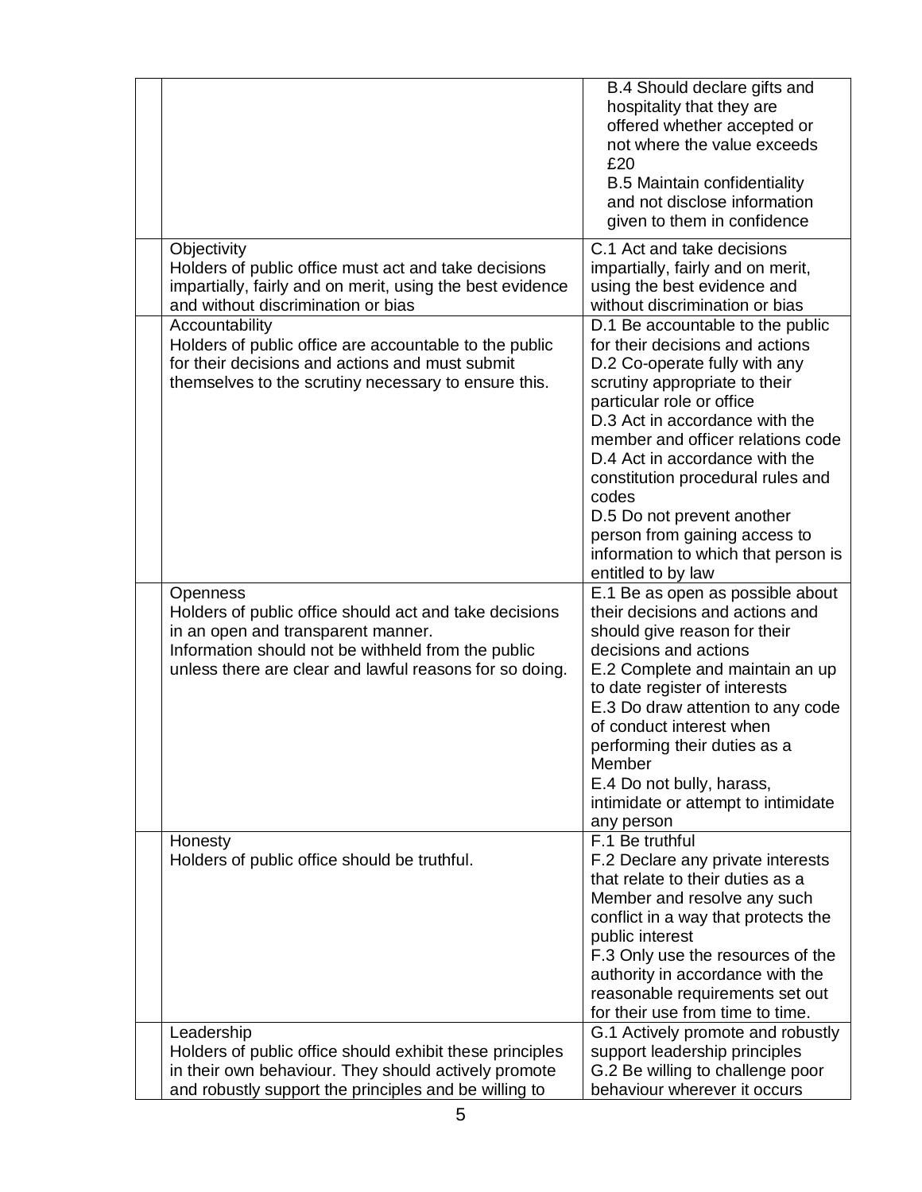| | | |
|---|---|---|
| | | B.4 Should declare gifts and hospitality that they are offered whether accepted or not where the value exceeds £20<br>B.5 Maintain confidentiality and not disclose information given to them in confidence |
| | Objectivity<br>Holders of public office must act and take decisions impartially, fairly and on merit, using the best evidence and without discrimination or bias | C.1 Act and take decisions impartially, fairly and on merit, using the best evidence and without discrimination or bias |
| | Accountability<br>Holders of public office are accountable to the public for their decisions and actions and must submit themselves to the scrutiny necessary to ensure this. | D.1 Be accountable to the public for their decisions and actions<br>D.2 Co-operate fully with any scrutiny appropriate to their particular role or office<br>D.3 Act in accordance with the member and officer relations code<br>D.4 Act in accordance with the constitution procedural rules and codes<br>D.5 Do not prevent another person from gaining access to information to which that person is entitled to by law |
| | Openness<br>Holders of public office should act and take decisions in an open and transparent manner.<br>Information should not be withheld from the public unless there are clear and lawful reasons for so doing. | E.1 Be as open as possible about their decisions and actions and should give reason for their decisions and actions<br>E.2 Complete and maintain an up to date register of interests<br>E.3 Do draw attention to any code of conduct interest when performing their duties as a Member<br>E.4 Do not bully, harass, intimidate or attempt to intimidate any person |
| | Honesty<br>Holders of public office should be truthful. | F.1 Be truthful<br>F.2 Declare any private interests that relate to their duties as a Member and resolve any such conflict in a way that protects the public interest<br>F.3 Only use the resources of the authority in accordance with the reasonable requirements set out for their use from time to time. |
| | Leadership<br>Holders of public office should exhibit these principles in their own behaviour. They should actively promote and robustly support the principles and be willing to | G.1 Actively promote and robustly support leadership principles<br>G.2 Be willing to challenge poor behaviour wherever it occurs |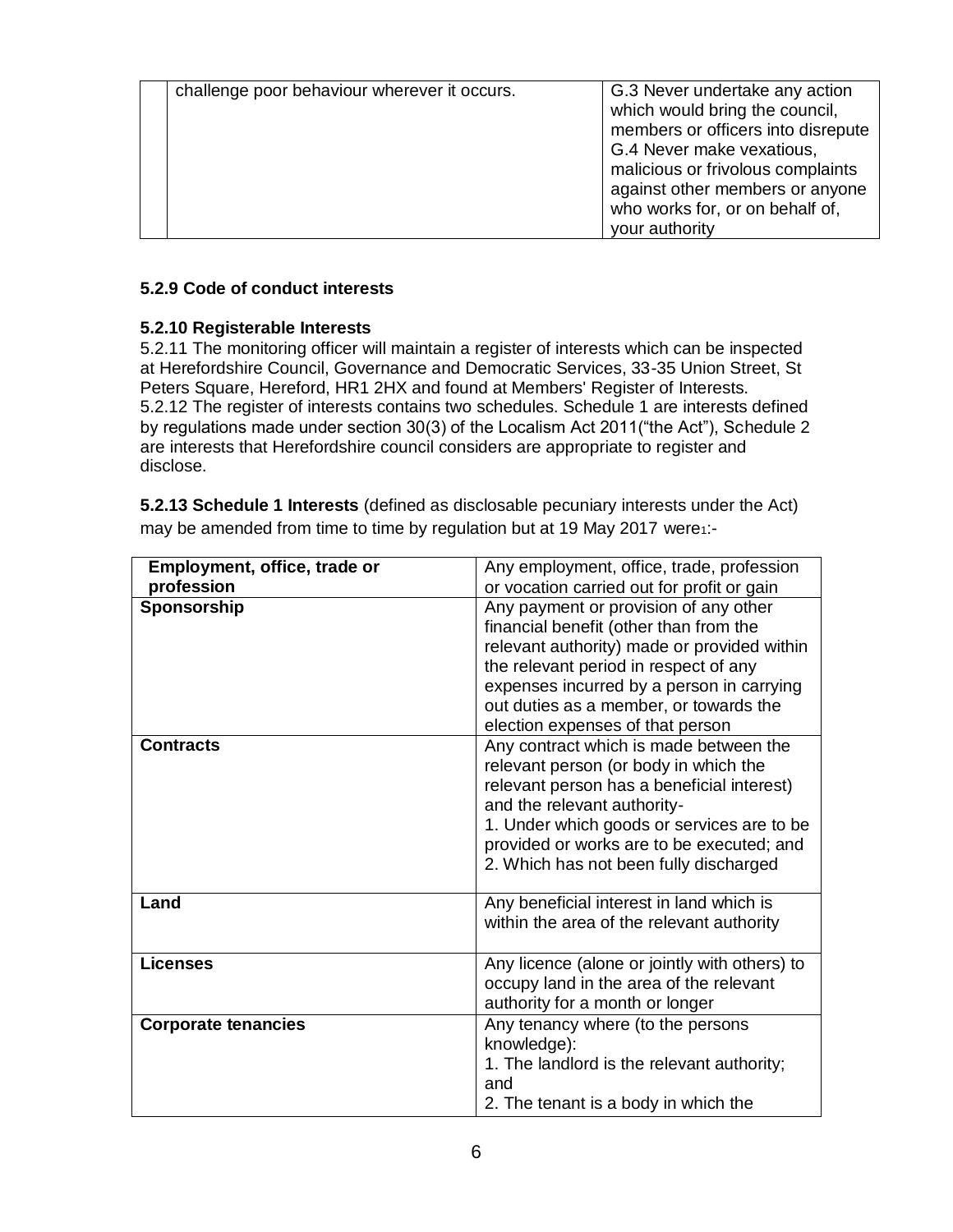| | challenge poor behaviour wherever it occurs. | G.3 Never undertake any action which would bring the council, members or officers into disrepute<br>G.4 Never make vexatious, malicious or frivolous complaints against other members or anyone who works for, or on behalf of, your authority |
|---|---|---|

**5.2.9 Code of conduct interests**

**5.2.10 Registerable Interests**

5.2.11 The monitoring officer will maintain a register of interests which can be inspected at Herefordshire Council, Governance and Democratic Services, 33-35 Union Street, St Peters Square, Hereford, HR1 2HX and found at Members' Register of Interests.

5.2.12 The register of interests contains two schedules. Schedule 1 are interests defined by regulations made under section 30(3) of the Localism Act 2011("the Act"), Schedule 2 are interests that Herefordshire council considers are appropriate to register and disclose.

**5.2.13 Schedule 1 Interests** (defined as disclosable pecuniary interests under the Act) may be amended from time to time by regulation but at 19 May 2017 were[1]:-

| **Employment, office, trade or profession** | Any employment, office, trade, profession or vocation carried out for profit or gain |
|---|---|
| **Sponsorship** | Any payment or provision of any other financial benefit (other than from the relevant authority) made or provided within the relevant period in respect of any expenses incurred by a person in carrying out duties as a member, or towards the election expenses of that person |
| **Contracts** | Any contract which is made between the relevant person (or body in which the relevant person has a beneficial interest) and the relevant authority-<br>1. Under which goods or services are to be provided or works are to be executed; and<br>2. Which has not been fully discharged |
| **Land** | Any beneficial interest in land which is within the area of the relevant authority |
| **Licenses** | Any licence (alone or jointly with others) to occupy land in the area of the relevant authority for a month or longer |
| **Corporate tenancies** | Any tenancy where (to the persons knowledge):<br>1. The landlord is the relevant authority; and<br>2. The tenant is a body in which the |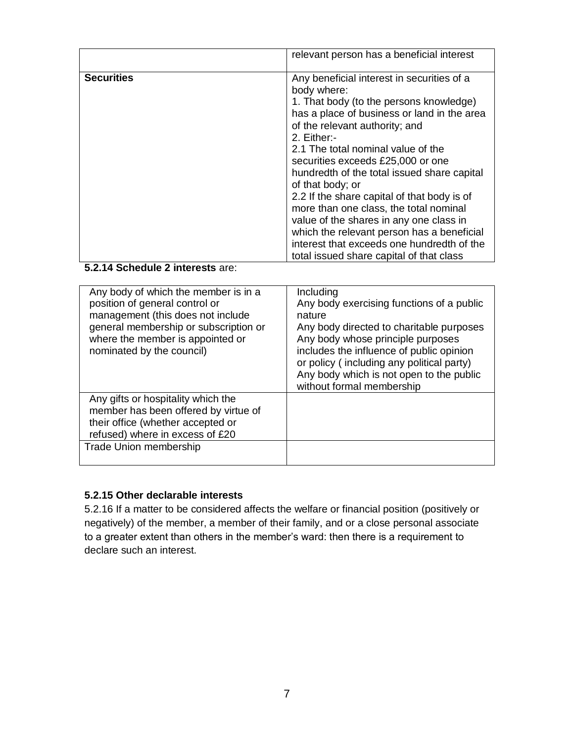| | |
|---|---|
| | relevant person has a beneficial interest |
| **Securities** | Any beneficial interest in securities of a body where:<br>1. That body (to the persons knowledge) has a place of business or land in the area of the relevant authority; and<br>2. Either:-<br>2.1 The total nominal value of the securities exceeds £25,000 or one hundredth of the total issued share capital of that body; or<br>2.2 If the share capital of that body is of more than one class, the total nominal value of the shares in any one class in which the relevant person has a beneficial interest that exceeds one hundredth of the total issued share capital of that class |

**5.2.14 Schedule 2 interests** are:

| | |
|---|---|
| Any body of which the member is in a position of general control or management (this does not include general membership or subscription or where the member is appointed or nominated by the council) | Including<br>Any body exercising functions of a public nature<br>Any body directed to charitable purposes<br>Any body whose principle purposes includes the influence of public opinion or policy ( including any political party)<br>Any body which is not open to the public without formal membership |
| Any gifts or hospitality which the member has been offered by virtue of their office (whether accepted or refused) where in excess of £20 | |
| Trade Union membership | |

**5.2.15 Other declarable interests**

5.2.16 If a matter to be considered affects the welfare or financial position (positively or negatively) of the member, a member of their family, and or a close personal associate to a greater extent than others in the member's ward: then there is a requirement to declare such an interest.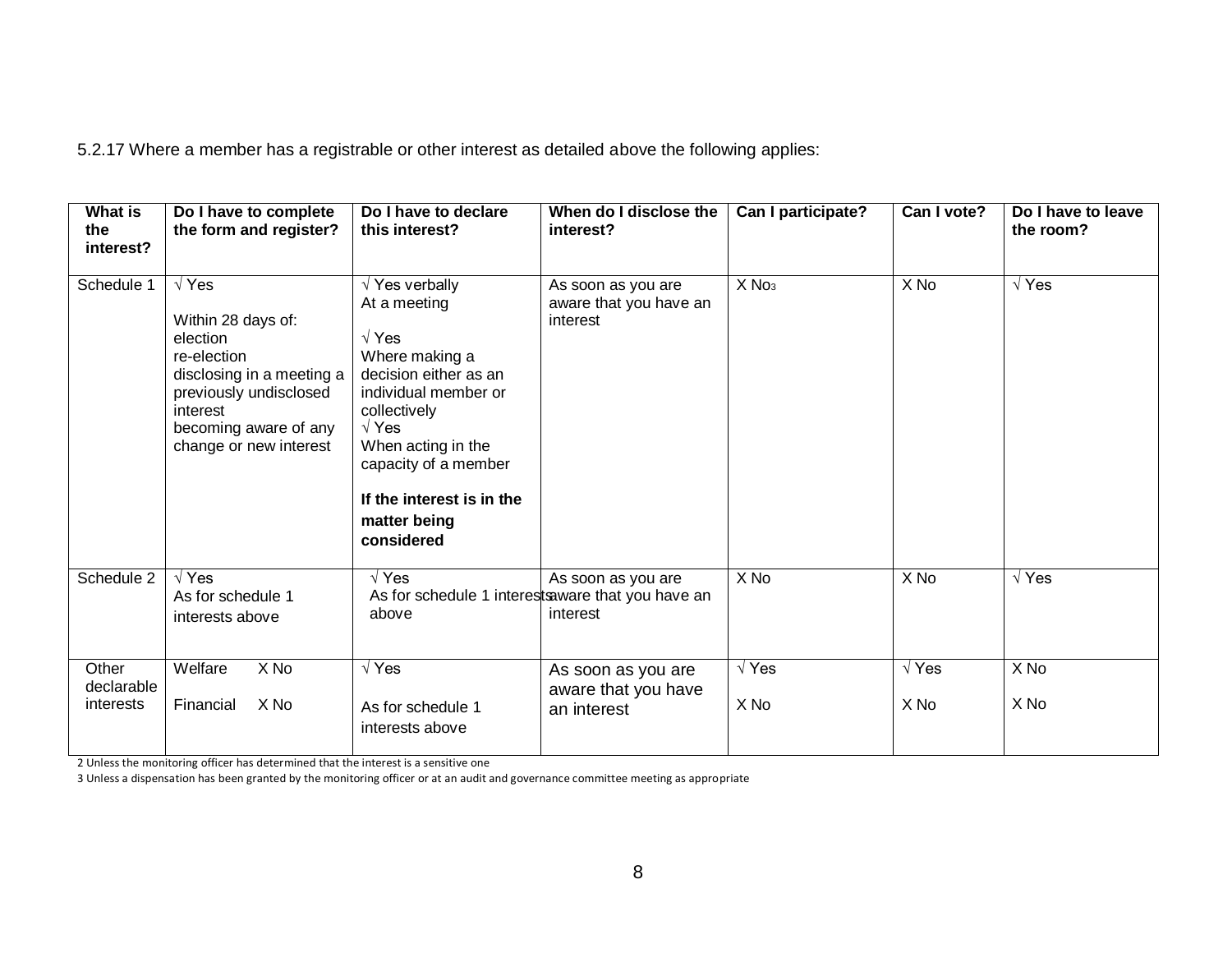5.2.17 Where a member has a registrable or other interest as detailed above the following applies:

| What is the interest? | Do I have to complete the form and register? | Do I have to declare this interest? | When do I disclose the interest? | Can I participate? | Can I vote? | Do I have to leave the room? |
|---|---|---|---|---|---|---|
| Schedule 1 | √ Yes<br><br>Within 28 days of:<br>election<br>re-election<br>disclosing in a meeting a previously undisclosed interest<br>becoming aware of any change or new interest | √ Yes verbally<br>At a meeting<br><br>√ Yes<br>Where making a decision either as an individual member or collectively<br>√ Yes<br>When acting in the capacity of a member<br><br>**If the interest is in the matter being considered** | As soon as you are aware that you have an interest | X No[3] | X No | √ Yes |
| Schedule 2 | √ Yes<br>As for schedule 1 interests above | √ Yes<br>As for schedule 1 interests above | As soon as you are aware that you have an interest | X No | X No | √ Yes |
| Other declarable interests | Welfare X No<br><br>Financial X No | √ Yes<br><br>As for schedule 1 interests above | As soon as you are aware that you have an interest | √ Yes<br><br>X No | √ Yes<br><br>X No | X No<br><br>X No |

2 Unless the monitoring officer has determined that the interest is a sensitive one

3 Unless a dispensation has been granted by the monitoring officer or at an audit and governance committee meeting as appropriate